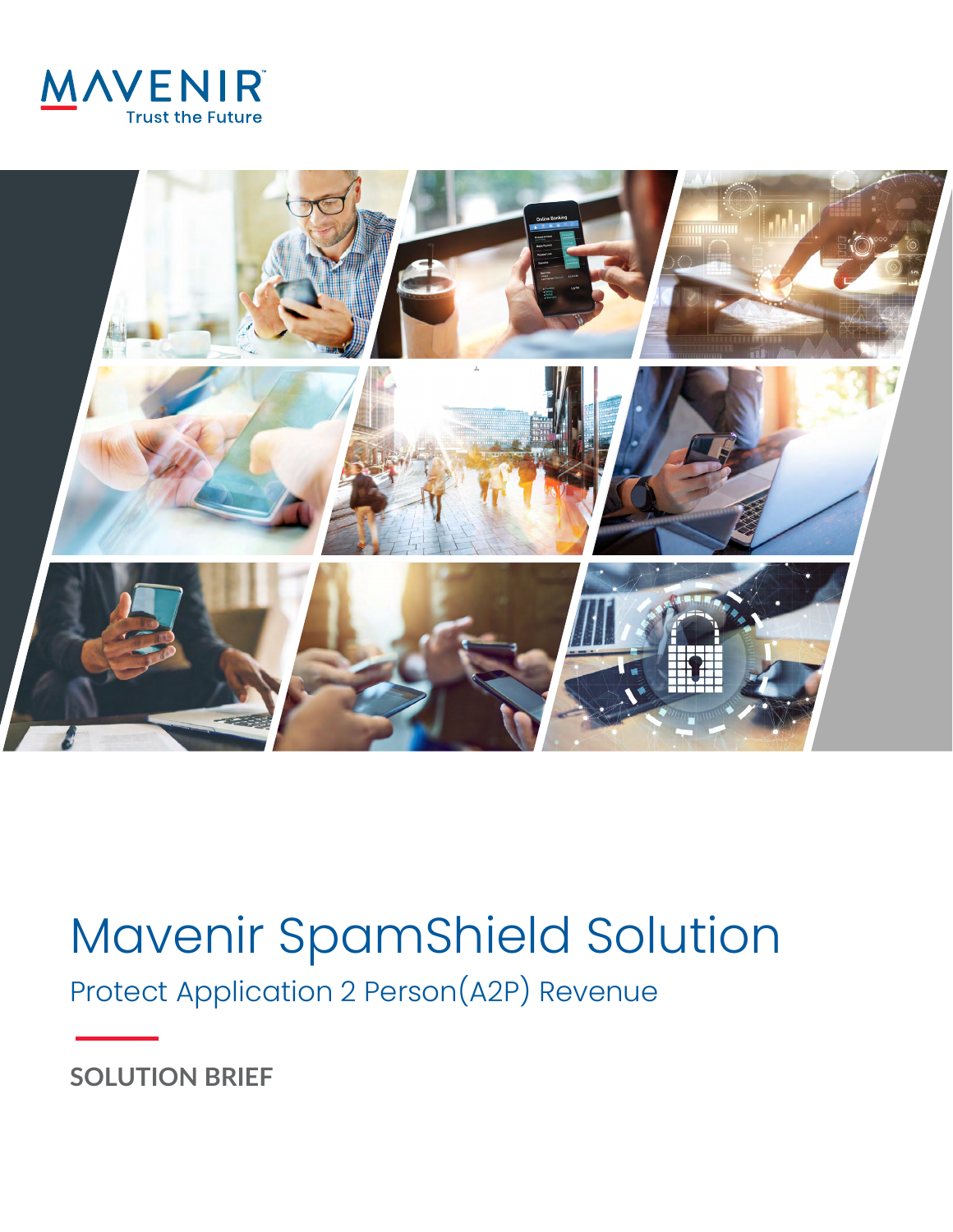MAVENIR

Trust the Future

# Mavenir SpamShield Solution

## Protect Application 2 Person(A2P) Revenue

**SOLUTION BRIEF**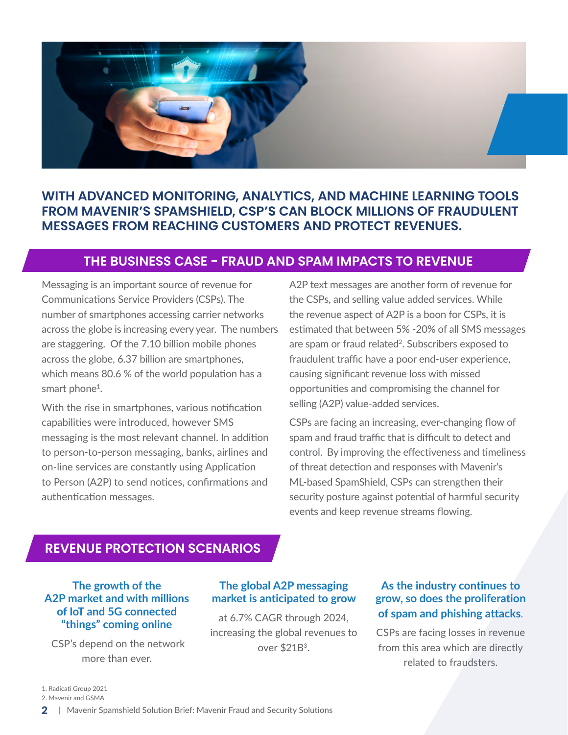**WITH ADVANCED MONITORING, ANALYTICS, AND MACHINE LEARNING TOOLS FROM MAVENIR'S SPAMSHIELD, CSP'S CAN BLOCK MILLIONS OF FRAUDULENT MESSAGES FROM REACHING CUSTOMERS AND PROTECT REVENUES.**

## THE BUSINESS CASE – FRAUD AND SPAM IMPACTS TO REVENUE

Messaging is an important source of revenue for Communications Service Providers (CSPs). The number of smartphones accessing carrier networks across the globe is increasing every year. The numbers are staggering. Of the 7.10 billion mobile phones across the globe, 6.37 billion are smartphones, which means 80.6 % of the world population has a smart phone[1].

With the rise in smartphones, various notification capabilities were introduced, however SMS messaging is the most relevant channel. In addition to person-to-person messaging, banks, airlines and on-line services are constantly using Application to Person (A2P) to send notices, confirmations and authentication messages.

A2P text messages are another form of revenue for the CSPs, and selling value added services. While the revenue aspect of A2P is a boon for CSPs, it is estimated that between 5% -20% of all SMS messages are spam or fraud related[2]. Subscribers exposed to fraudulent traffic have a poor end-user experience, causing significant revenue loss with missed opportunities and compromising the channel for selling (A2P) value-added services.

CSPs are facing an increasing, ever-changing flow of spam and fraud traffic that is difficult to detect and control. By improving the effectiveness and timeliness of threat detection and responses with Mavenir's ML-based SpamShield, CSPs can strengthen their security posture against potential of harmful security events and keep revenue streams flowing.

## REVENUE PROTECTION SCENARIOS

**The growth of the A2P market and with millions of IoT and 5G connected "things" coming online**

CSP's depend on the network more than ever.

**The global A2P messaging market is anticipated to grow**

at 6.7% CAGR through 2024, increasing the global revenues to over $21B[3].

**As the industry continues to grow, so does the proliferation of spam and phishing attacks**.

CSPs are facing losses in revenue from this area which are directly related to fraudsters.

1. Radicati Group 2021
2. Mavenir and GSMA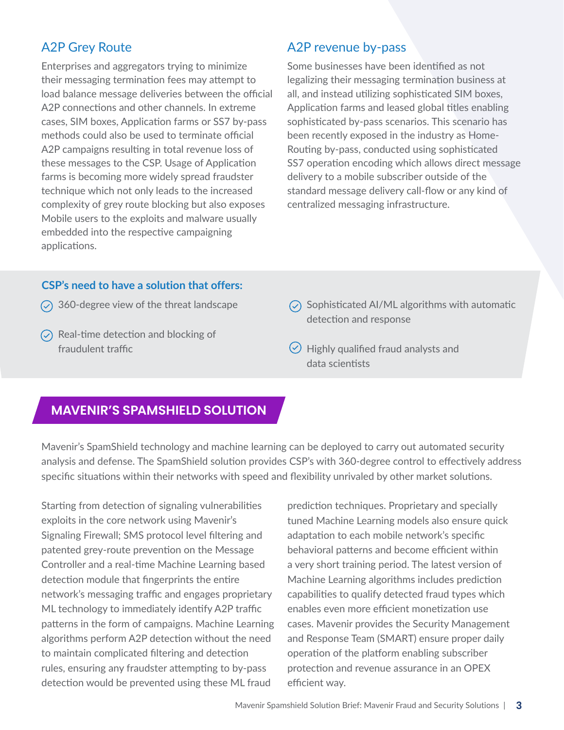## A2P Grey Route

Enterprises and aggregators trying to minimize their messaging termination fees may attempt to load balance message deliveries between the official A2P connections and other channels. In extreme cases, SIM boxes, Application farms or SS7 by-pass methods could also be used to terminate official A2P campaigns resulting in total revenue loss of these messages to the CSP. Usage of Application farms is becoming more widely spread fraudster technique which not only leads to the increased complexity of grey route blocking but also exposes Mobile users to the exploits and malware usually embedded into the respective campaigning applications.

## A2P revenue by-pass

Some businesses have been identified as not legalizing their messaging termination business at all, and instead utilizing sophisticated SIM boxes, Application farms and leased global titles enabling sophisticated by-pass scenarios. This scenario has been recently exposed in the industry as Home-Routing by-pass, conducted using sophisticated SS7 operation encoding which allows direct message delivery to a mobile subscriber outside of the standard message delivery call-flow or any kind of centralized messaging infrastructure.

**CSP's need to have a solution that offers:**

- 360-degree view of the threat landscape
- Real-time detection and blocking of fraudulent traffic
- Sophisticated AI/ML algorithms with automatic detection and response
- Highly qualified fraud analysts and data scientists

## MAVENIR'S SPAMSHIELD SOLUTION

Mavenir's SpamShield technology and machine learning can be deployed to carry out automated security analysis and defense. The SpamShield solution provides CSP's with 360-degree control to effectively address specific situations within their networks with speed and flexibility unrivaled by other market solutions.

Starting from detection of signaling vulnerabilities exploits in the core network using Mavenir's Signaling Firewall; SMS protocol level filtering and patented grey-route prevention on the Message Controller and a real-time Machine Learning based detection module that fingerprints the entire network's messaging traffic and engages proprietary ML technology to immediately identify A2P traffic patterns in the form of campaigns. Machine Learning algorithms perform A2P detection without the need to maintain complicated filtering and detection rules, ensuring any fraudster attempting to by-pass detection would be prevented using these ML fraud prediction techniques. Proprietary and specially tuned Machine Learning models also ensure quick adaptation to each mobile network's specific behavioral patterns and become efficient within a very short training period. The latest version of Machine Learning algorithms includes prediction capabilities to qualify detected fraud types which enables even more efficient monetization use cases. Mavenir provides the Security Management and Response Team (SMART) ensure proper daily operation of the platform enabling subscriber protection and revenue assurance in an OPEX efficient way.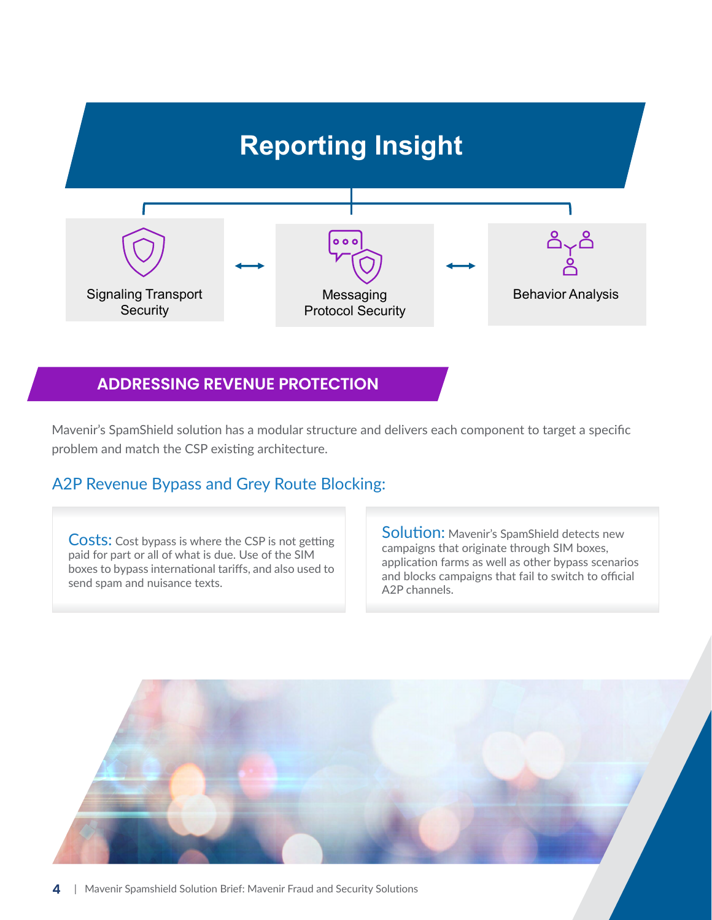# Reporting Insight

Signaling Transport Security ⟷ Messaging Protocol Security ⟷ Behavior Analysis

## ADDRESSING REVENUE PROTECTION

Mavenir's SpamShield solution has a modular structure and delivers each component to target a specific problem and match the CSP existing architecture.

### A2P Revenue Bypass and Grey Route Blocking:

**Costs:** Cost bypass is where the CSP is not getting paid for part or all of what is due. Use of the SIM boxes to bypass international tariffs, and also used to send spam and nuisance texts.

**Solution:** Mavenir's SpamShield detects new campaigns that originate through SIM boxes, application farms as well as other bypass scenarios and blocks campaigns that fail to switch to official A2P channels.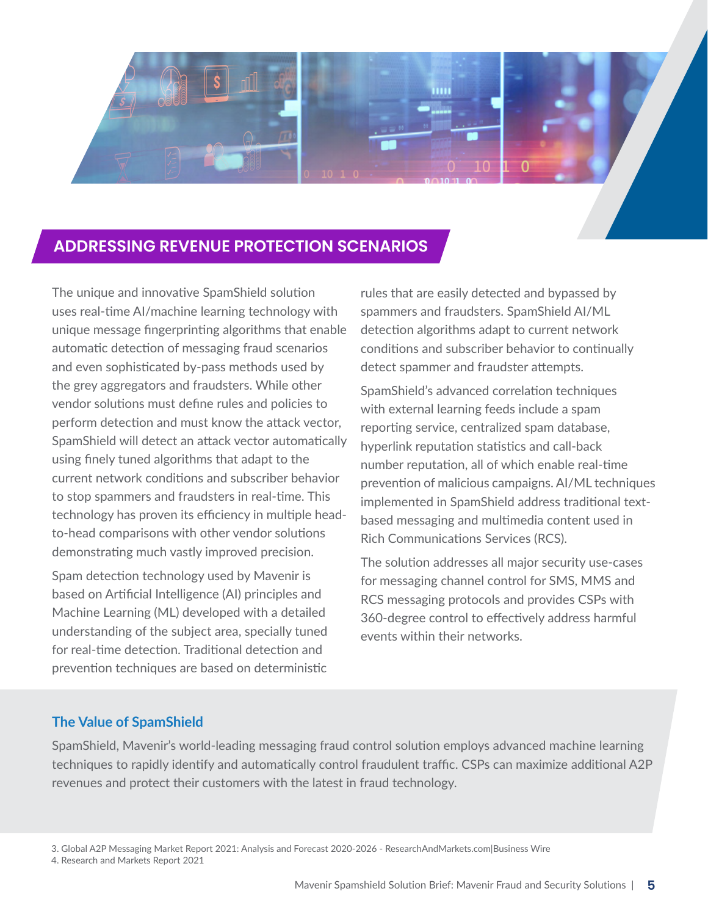## ADDRESSING REVENUE PROTECTION SCENARIOS

The unique and innovative SpamShield solution uses real-time AI/machine learning technology with unique message fingerprinting algorithms that enable automatic detection of messaging fraud scenarios and even sophisticated by-pass methods used by the grey aggregators and fraudsters. While other vendor solutions must define rules and policies to perform detection and must know the attack vector, SpamShield will detect an attack vector automatically using finely tuned algorithms that adapt to the current network conditions and subscriber behavior to stop spammers and fraudsters in real-time. This technology has proven its efficiency in multiple head-to-head comparisons with other vendor solutions demonstrating much vastly improved precision.

Spam detection technology used by Mavenir is based on Artificial Intelligence (AI) principles and Machine Learning (ML) developed with a detailed understanding of the subject area, specially tuned for real-time detection. Traditional detection and prevention techniques are based on deterministic rules that are easily detected and bypassed by spammers and fraudsters. SpamShield AI/ML detection algorithms adapt to current network conditions and subscriber behavior to continually detect spammer and fraudster attempts.

SpamShield's advanced correlation techniques with external learning feeds include a spam reporting service, centralized spam database, hyperlink reputation statistics and call-back number reputation, all of which enable real-time prevention of malicious campaigns. AI/ML techniques implemented in SpamShield address traditional text-based messaging and multimedia content used in Rich Communications Services (RCS).

The solution addresses all major security use-cases for messaging channel control for SMS, MMS and RCS messaging protocols and provides CSPs with 360-degree control to effectively address harmful events within their networks.

### The Value of SpamShield

SpamShield, Mavenir's world-leading messaging fraud control solution employs advanced machine learning techniques to rapidly identify and automatically control fraudulent traffic. CSPs can maximize additional A2P revenues and protect their customers with the latest in fraud technology.

3. Global A2P Messaging Market Report 2021: Analysis and Forecast 2020-2026 - ResearchAndMarkets.com|Business Wire
4. Research and Markets Report 2021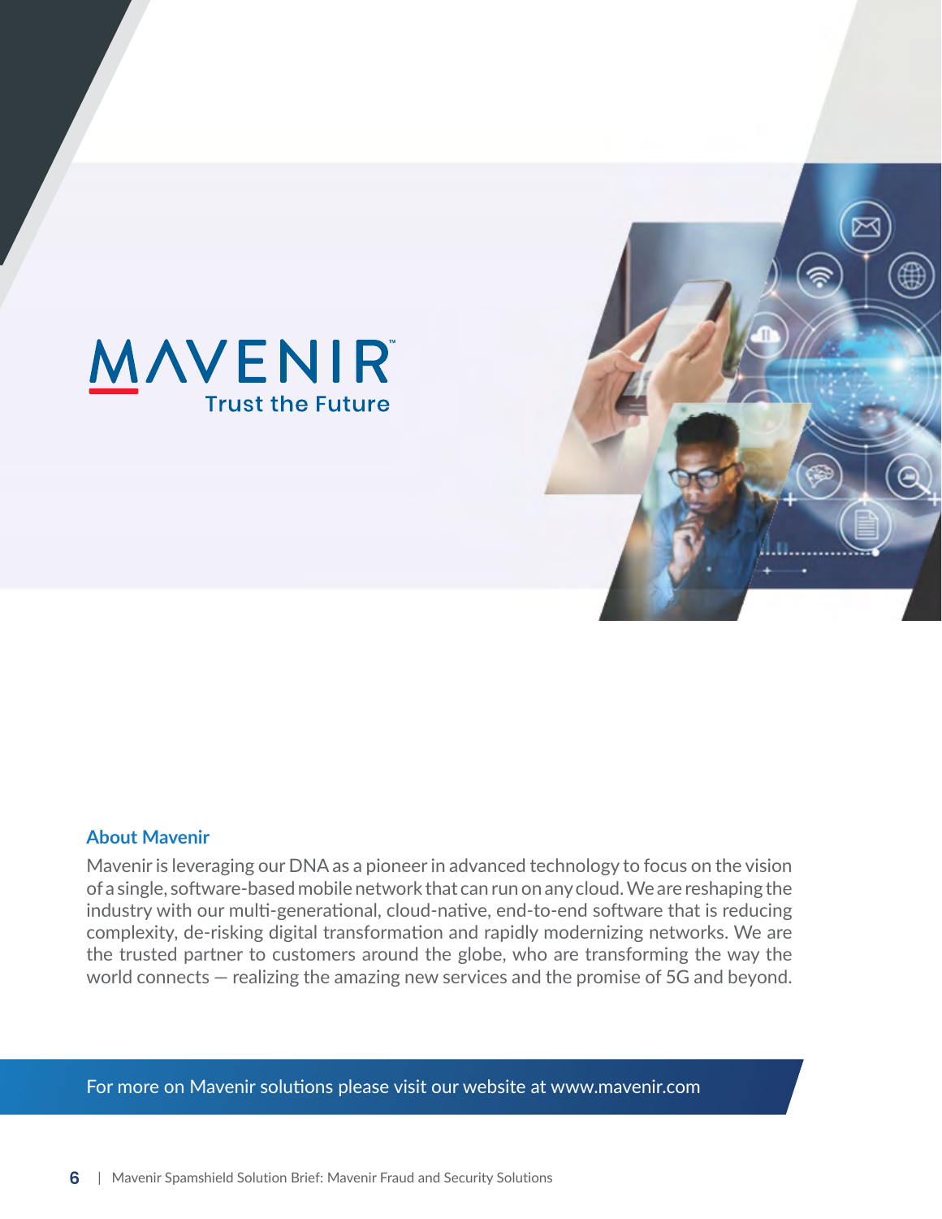MAVENIR™

Trust the Future

## About Mavenir

Mavenir is leveraging our DNA as a pioneer in advanced technology to focus on the vision of a single, software-based mobile network that can run on any cloud. We are reshaping the industry with our multi-generational, cloud-native, end-to-end software that is reducing complexity, de-risking digital transformation and rapidly modernizing networks. We are the trusted partner to customers around the globe, who are transforming the way the world connects — realizing the amazing new services and the promise of 5G and beyond.

For more on Mavenir solutions please visit our website at www.mavenir.com